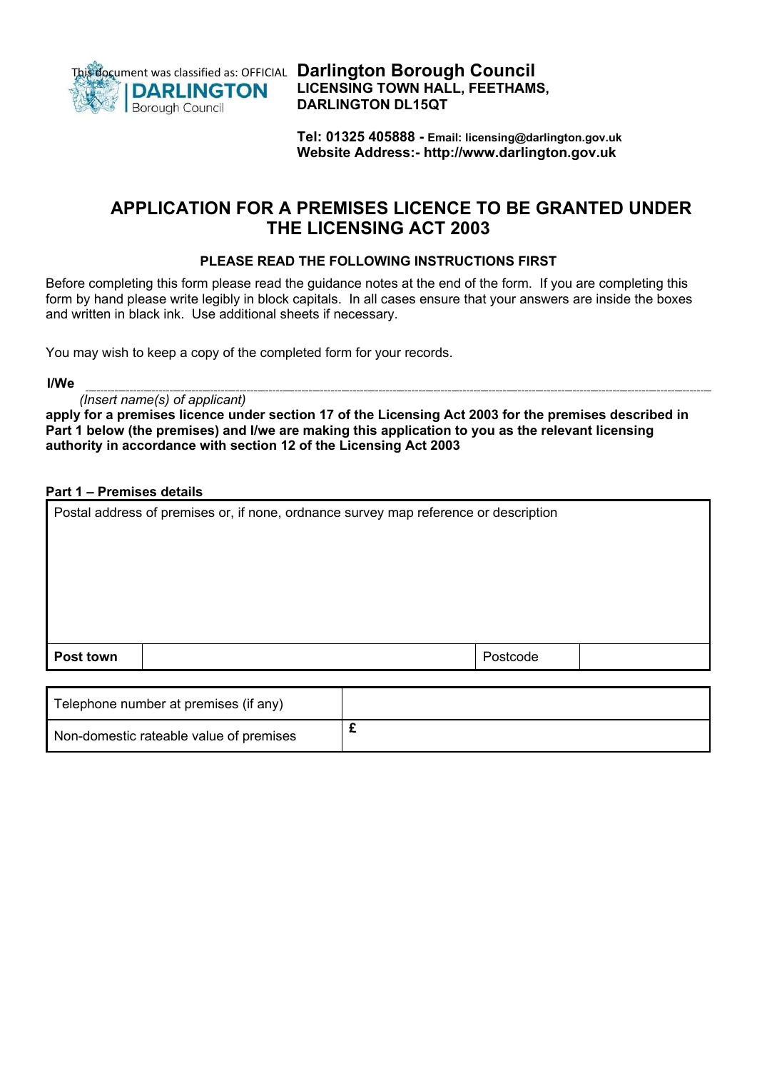This document was classified as: OFFICIAL

**Darlington Borough Council**
**LICENSING TOWN HALL, FEETHAMS,**
**DARLINGTON DL15QT**

**Tel: 01325 405888 - Email: licensing@darlington.gov.uk**
**Website Address:- http://www.darlington.gov.uk**

# APPLICATION FOR A PREMISES LICENCE TO BE GRANTED UNDER THE LICENSING ACT 2003

### PLEASE READ THE FOLLOWING INSTRUCTIONS FIRST

Before completing this form please read the guidance notes at the end of the form. If you are completing this form by hand please write legibly in block capitals. In all cases ensure that your answers are inside the boxes and written in black ink. Use additional sheets if necessary.

You may wish to keep a copy of the completed form for your records.

**I/We** ______________________________________________

*(Insert name(s) of applicant)*

**apply for a premises licence under section 17 of the Licensing Act 2003 for the premises described in Part 1 below (the premises) and I/we are making this application to you as the relevant licensing authority in accordance with section 12 of the Licensing Act 2003**

**Part 1 – Premises details**

| Postal address of premises or, if none, ordnance survey map reference or description | | | |
|---|---|---|---|
| **Post town** | | Postcode | |

| | |
|---|---|
| Telephone number at premises (if any) | |
| Non-domestic rateable value of premises | £ |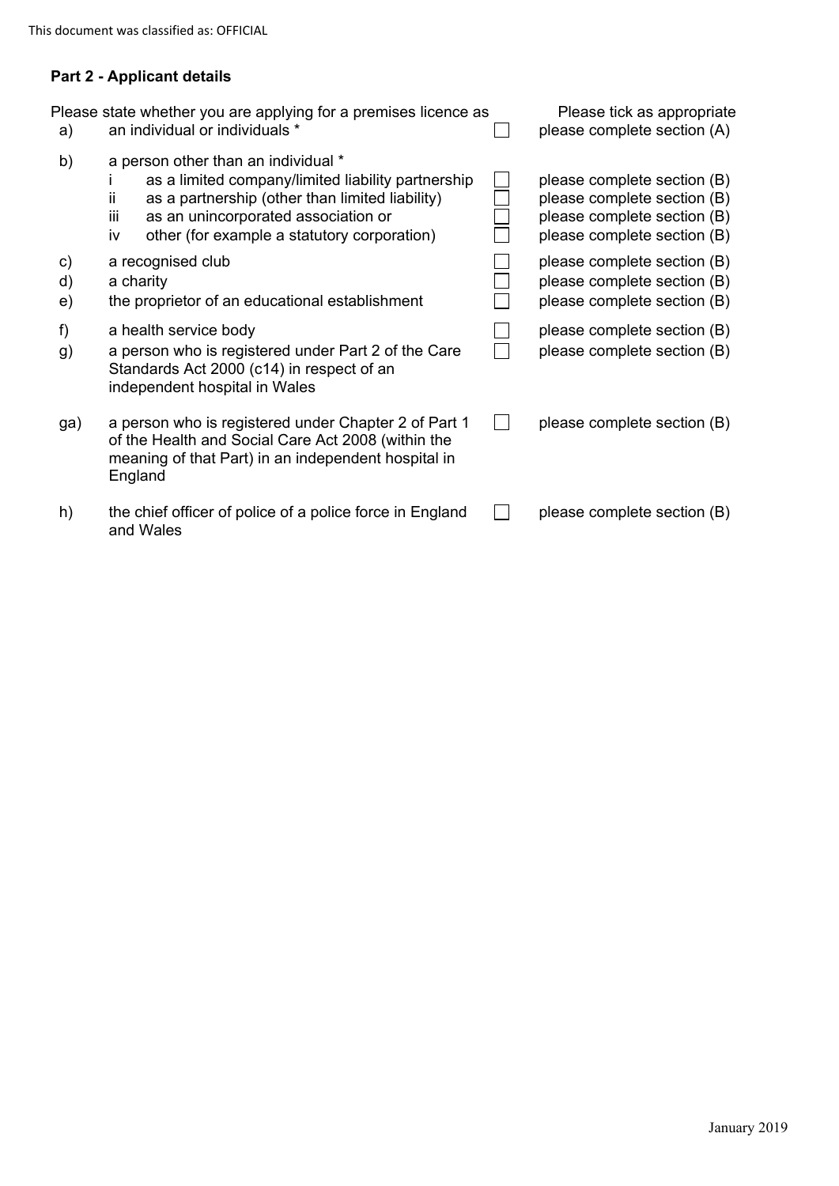**Part 2 - Applicant details**

Please state whether you are applying for a premises licence as — Please tick as appropriate

| | | | |
|---|---|---|---|
| a) | an individual or individuals * | ☐ | please complete section (A) |
| b) | a person other than an individual * | | |
| | i as a limited company/limited liability partnership | ☐ | please complete section (B) |
| | ii as a partnership (other than limited liability) | ☐ | please complete section (B) |
| | iii as an unincorporated association or | ☐ | please complete section (B) |
| | iv other (for example a statutory corporation) | ☐ | please complete section (B) |
| c) | a recognised club | ☐ | please complete section (B) |
| d) | a charity | ☐ | please complete section (B) |
| e) | the proprietor of an educational establishment | ☐ | please complete section (B) |
| f) | a health service body | ☐ | please complete section (B) |
| g) | a person who is registered under Part 2 of the Care Standards Act 2000 (c14) in respect of an independent hospital in Wales | ☐ | please complete section (B) |
| ga) | a person who is registered under Chapter 2 of Part 1 of the Health and Social Care Act 2008 (within the meaning of that Part) in an independent hospital in England | ☐ | please complete section (B) |
| h) | the chief officer of police of a police force in England and Wales | ☐ | please complete section (B) |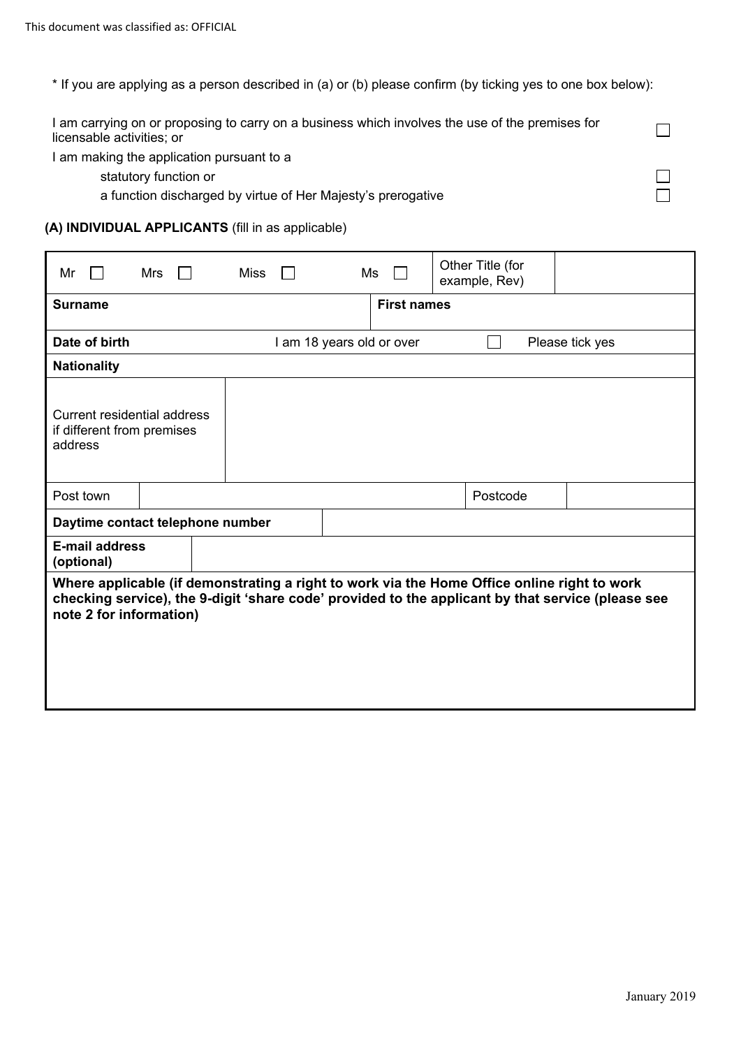\* If you are applying as a person described in (a) or (b) please confirm (by ticking yes to one box below):

| | |
|---|---|
| I am carrying on or proposing to carry on a business which involves the use of the premises for licensable activities; or | ☐ |
| I am making the application pursuant to a | |
| statutory function or | ☐ |
| a function discharged by virtue of Her Majesty's prerogative | ☐ |

**(A) INDIVIDUAL APPLICANTS** (fill in as applicable)

| | | | | | |
|---|---|---|---|---|---|
| Mr ☐ | Mrs ☐ | Miss ☐ | Ms ☐ | Other Title (for example, Rev) | |
| **Surname** | | | **First names** | | |
| **Date of birth** | | I am 18 years old or over | ☐ | Please tick yes | |
| **Nationality** | | | | | |
| Current residential address if different from premises address | | | | | |
| Post town | | | | Postcode | |
| **Daytime contact telephone number** | | | | | |
| **E-mail address (optional)** | | | | | |
| **Where applicable (if demonstrating a right to work via the Home Office online right to work checking service), the 9-digit 'share code' provided to the applicant by that service (please see note 2 for information)** | | | | | |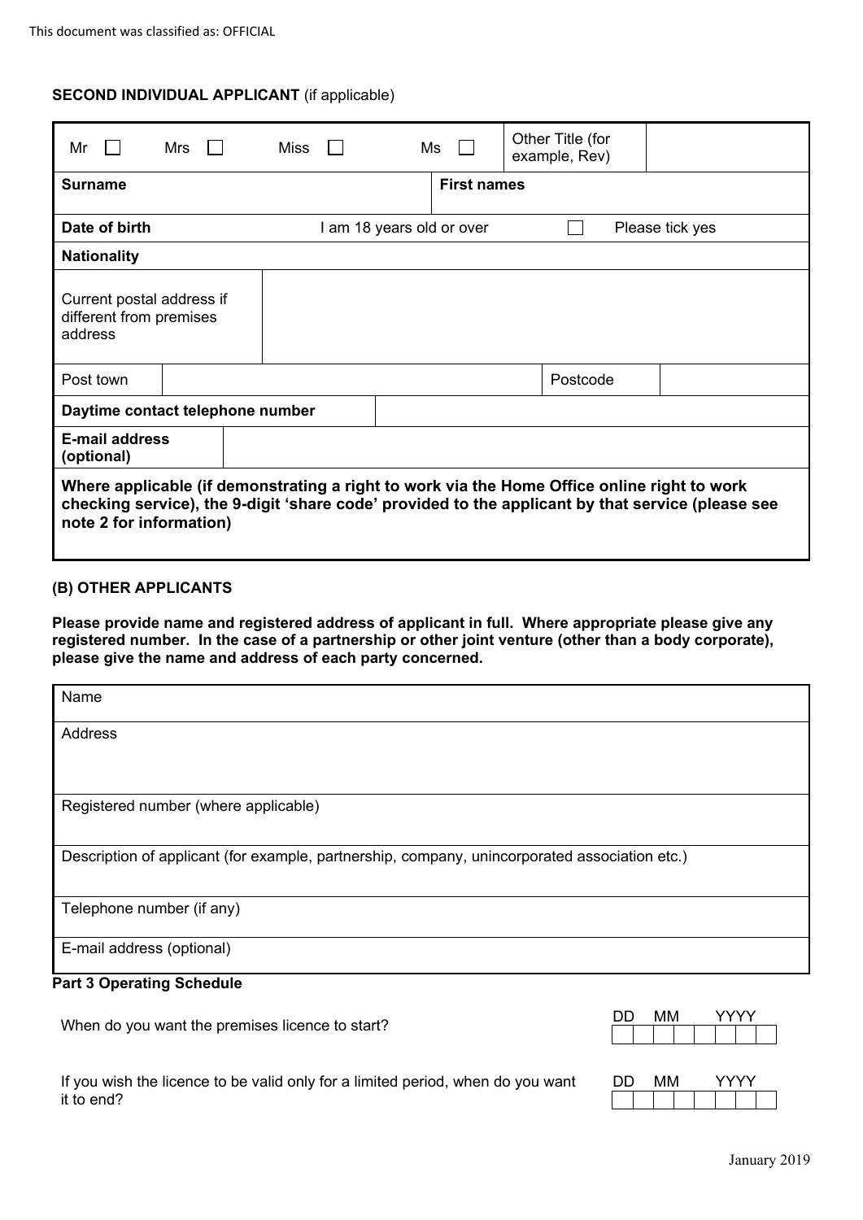This document was classified as: OFFICIAL

**SECOND INDIVIDUAL APPLICANT** (if applicable)

| | | | | | |
|---|---|---|---|---|---|
| Mr ☐ Mrs ☐ | Miss ☐ | Ms ☐ | | Other Title (for example, Rev) | |
| **Surname** | | | **First names** | | |
| **Date of birth** | I am 18 years old or over | | ☐ | Please tick yes | |
| **Nationality** | | | | | |
| Current postal address if different from premises address | | | | | |
| Post town | | | | Postcode | |
| **Daytime contact telephone number** | | | | | |
| **E-mail address (optional)** | | | | | |
| **Where applicable (if demonstrating a right to work via the Home Office online right to work checking service), the 9-digit 'share code' provided to the applicant by that service (please see note 2 for information)** | | | | | |

**(B) OTHER APPLICANTS**

**Please provide name and registered address of applicant in full. Where appropriate please give any registered number. In the case of a partnership or other joint venture (other than a body corporate), please give the name and address of each party concerned.**

| |
|---|
| Name |
| Address |
| Registered number (where applicable) |
| Description of applicant (for example, partnership, company, unincorporated association etc.) |
| Telephone number (if any) |
| E-mail address (optional) |

**Part 3 Operating Schedule**

| | |
|---|---|
| When do you want the premises licence to start? | DD MM YYYY |
| If you wish the licence to be valid only for a limited period, when do you want it to end? | DD MM YYYY |

January 2019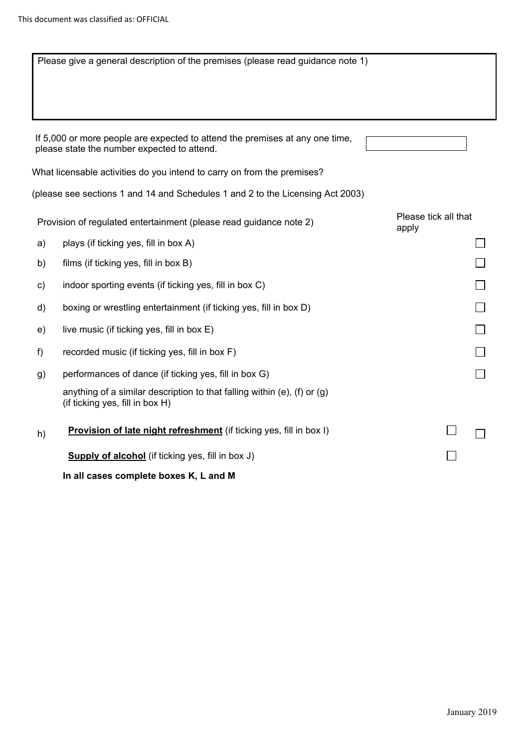This document was classified as: OFFICIAL

| Please give a general description of the premises (please read guidance note 1) |
|---|
| |

If 5,000 or more people are expected to attend the premises at any one time, please state the number expected to attend. ☐

What licensable activities do you intend to carry on from the premises?

(please see sections 1 and 14 and Schedules 1 and 2 to the Licensing Act 2003)

| | Provision of regulated entertainment (please read guidance note 2) | Please tick all that apply |
|---|---|---|
| a) | plays (if ticking yes, fill in box A) | ☐ |
| b) | films (if ticking yes, fill in box B) | ☐ |
| c) | indoor sporting events (if ticking yes, fill in box C) | ☐ |
| d) | boxing or wrestling entertainment (if ticking yes, fill in box D) | ☐ |
| e) | live music (if ticking yes, fill in box E) | ☐ |
| f) | recorded music (if ticking yes, fill in box F) | ☐ |
| g) | performances of dance (if ticking yes, fill in box G) | ☐ |
| h) | anything of a similar description to that falling within (e), (f) or (g) (if ticking yes, fill in box H) | ☐ |

**Provision of late night refreshment** (if ticking yes, fill in box I) ☐

**Supply of alcohol** (if ticking yes, fill in box J) ☐

**In all cases complete boxes K, L and M**

January 2019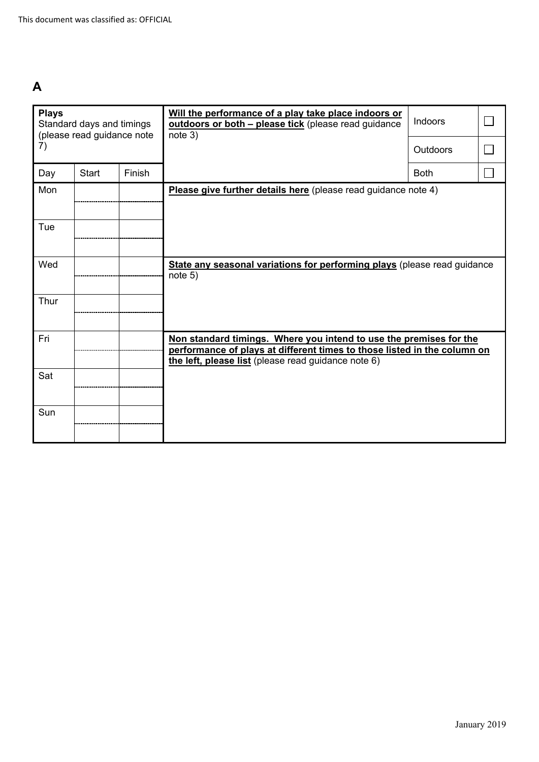## A

| | | | | | |
|---|---|---|---|---|---|
| **Plays** Standard days and timings (please read guidance note 7) | | | **Will the performance of a play take place indoors or outdoors or both – please tick** (please read guidance note 3) | Indoors | ☐ |
| | | | | Outdoors | ☐ |
| Day | Start | Finish | | Both | ☐ |
| Mon | | | **Please give further details here** (please read guidance note 4) | | |
| | | | | | |
| Tue | | | | | |
| | | | | | |
| Wed | | | **State any seasonal variations for performing plays** (please read guidance note 5) | | |
| | | | | | |
| Thur | | | | | |
| | | | | | |
| Fri | | | **Non standard timings. Where you intend to use the premises for the performance of plays at different times to those listed in the column on the left, please list** (please read guidance note 6) | | |
| | | | | | |
| Sat | | | | | |
| | | | | | |
| Sun | | | | | |
| | | | | | |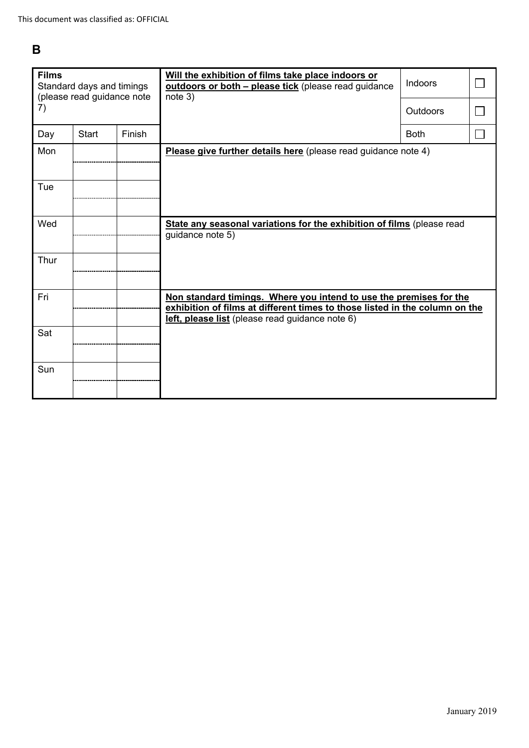This document was classified as: OFFICIAL

# B

| **Films**<br>Standard days and timings (please read guidance note 7) | | | **Will the exhibition of films take place indoors or outdoors or both – please tick** (please read guidance note 3) | Indoors | ☐ |
|---|---|---|---|---|---|
| | | | | Outdoors | ☐ |
| Day | Start | Finish | | Both | ☐ |
| Mon | | | **Please give further details here** (please read guidance note 4) | | |
| | | | | | |
| Tue | | | | | |
| | | | | | |
| Wed | | | **State any seasonal variations for the exhibition of films** (please read guidance note 5) | | |
| | | | | | |
| Thur | | | | | |
| | | | | | |
| Fri | | | **Non standard timings. Where you intend to use the premises for the exhibition of films at different times to those listed in the column on the left, please list** (please read guidance note 6) | | |
| | | | | | |
| Sat | | | | | |
| | | | | | |
| Sun | | | | | |
| | | | | | |

January 2019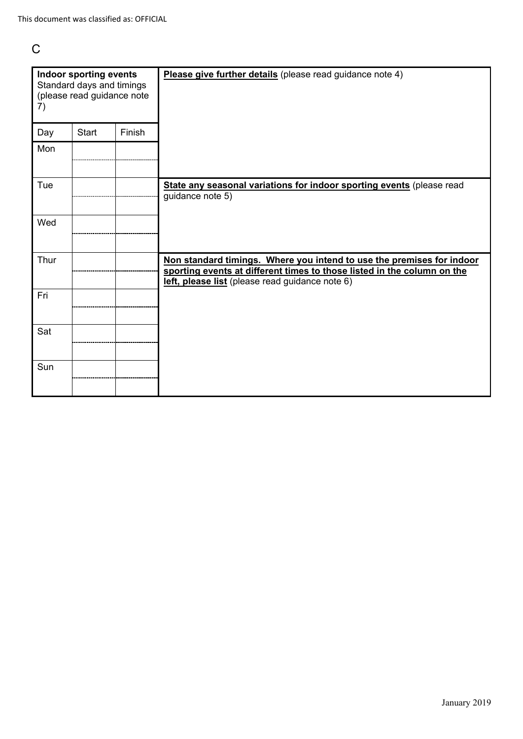C

| Indoor sporting events<br>Standard days and timings (please read guidance note 7) | | | Please give further details (please read guidance note 4) |
|---|---|---|---|
| Day | Start | Finish | |
| Mon | | | |
| | | | |
| Tue | | | **State any seasonal variations for indoor sporting events** (please read guidance note 5) |
| | | | |
| Wed | | | |
| | | | |
| Thur | | | **Non standard timings. Where you intend to use the premises for indoor sporting events at different times to those listed in the column on the left, please list** (please read guidance note 6) |
| | | | |
| Fri | | | |
| | | | |
| Sat | | | |
| | | | |
| Sun | | | |
| | | | |

January 2019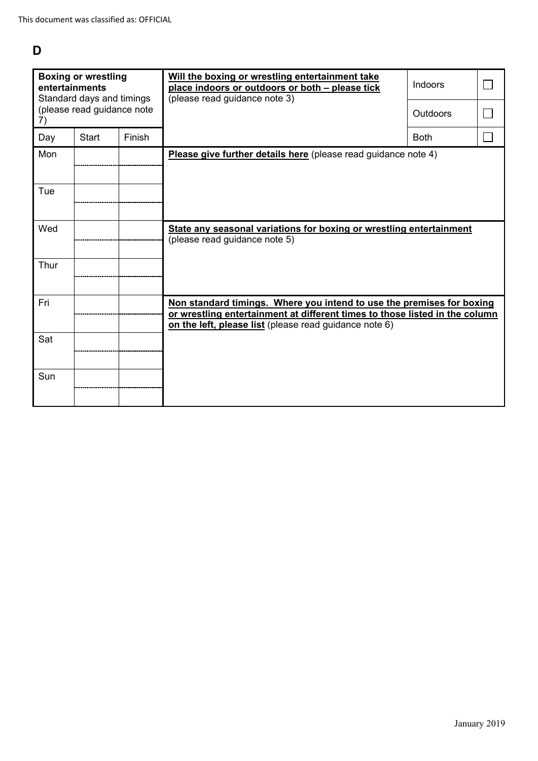This document was classified as: OFFICIAL

# D

| **Boxing or wrestling entertainments** Standard days and timings (please read guidance note 7) | | | **Will the boxing or wrestling entertainment take place indoors or outdoors or both – please tick** (please read guidance note 3) | | |
|---|---|---|---|---|---|
| | | | | Indoors | ☐ |
| | | | | Outdoors | ☐ |
| Day | Start | Finish | | Both | ☐ |
| Mon | | | **Please give further details here** (please read guidance note 4) | | |
| | | | | | |
| Tue | | | | | |
| | | | | | |
| Wed | | | **State any seasonal variations for boxing or wrestling entertainment** (please read guidance note 5) | | |
| | | | | | |
| Thur | | | | | |
| | | | | | |
| Fri | | | **Non standard timings. Where you intend to use the premises for boxing or wrestling entertainment at different times to those listed in the column on the left, please list** (please read guidance note 6) | | |
| | | | | | |
| Sat | | | | | |
| | | | | | |
| Sun | | | | | |
| | | | | | |

January 2019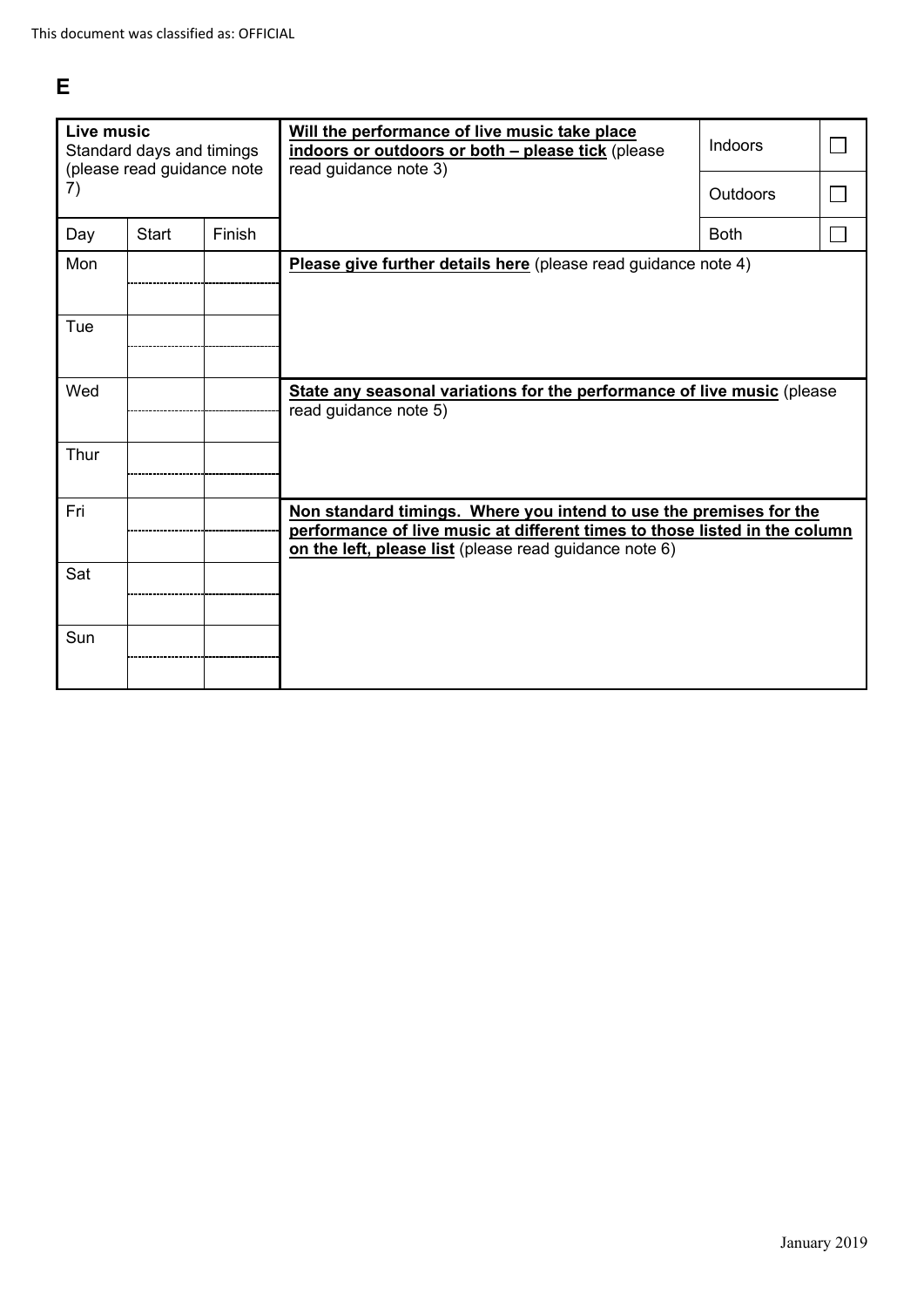This document was classified as: OFFICIAL

# E

| **Live music** Standard days and timings (please read guidance note 7) | | | **Will the performance of live music take place indoors or outdoors or both – please tick** (please read guidance note 3) | Indoors | ☐ |
|---|---|---|---|---|---|
| | | | | Outdoors | ☐ |
| Day | Start | Finish | | Both | ☐ |
| Mon | | | **Please give further details here** (please read guidance note 4) | | |
| | | | | | |
| Tue | | | | | |
| | | | | | |
| Wed | | | **State any seasonal variations for the performance of live music** (please read guidance note 5) | | |
| | | | | | |
| Thur | | | | | |
| | | | | | |
| Fri | | | **Non standard timings. Where you intend to use the premises for the performance of live music at different times to those listed in the column on the left, please list** (please read guidance note 6) | | |
| | | | | | |
| Sat | | | | | |
| | | | | | |
| Sun | | | | | |
| | | | | | |

January 2019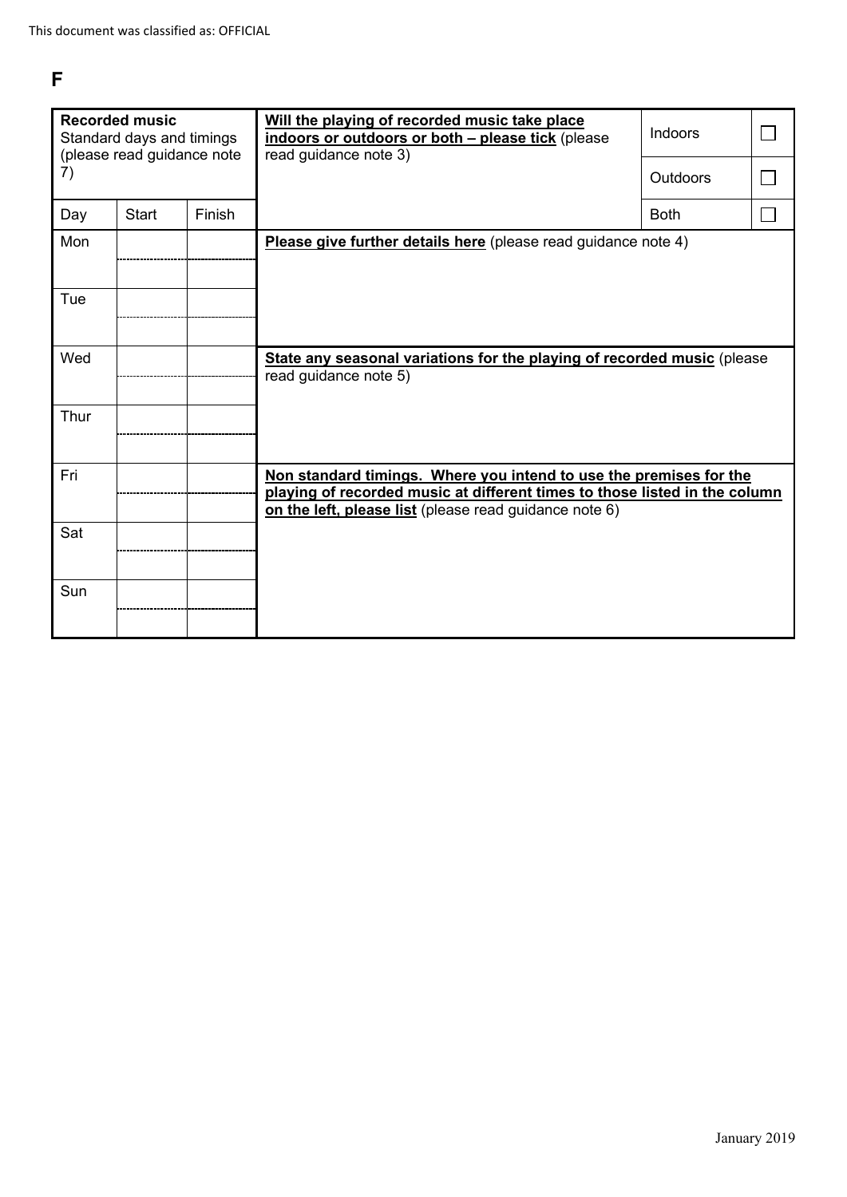This document was classified as: OFFICIAL

# F

| **Recorded music** Standard days and timings (please read guidance note 7) | | | **Will the playing of recorded music take place indoors or outdoors or both – please tick** (please read guidance note 3) | | |
|---|---|---|---|---|---|
| | | | | Indoors | ☐ |
| | | | | Outdoors | ☐ |
| Day | Start | Finish | | Both | ☐ |
| Mon | | | **Please give further details here** (please read guidance note 4) | | |
| | | | | | |
| Tue | | | | | |
| | | | | | |
| Wed | | | **State any seasonal variations for the playing of recorded music** (please read guidance note 5) | | |
| | | | | | |
| Thur | | | | | |
| | | | | | |
| Fri | | | **Non standard timings. Where you intend to use the premises for the playing of recorded music at different times to those listed in the column on the left, please list** (please read guidance note 6) | | |
| | | | | | |
| Sat | | | | | |
| | | | | | |
| Sun | | | | | |
| | | | | | |

January 2019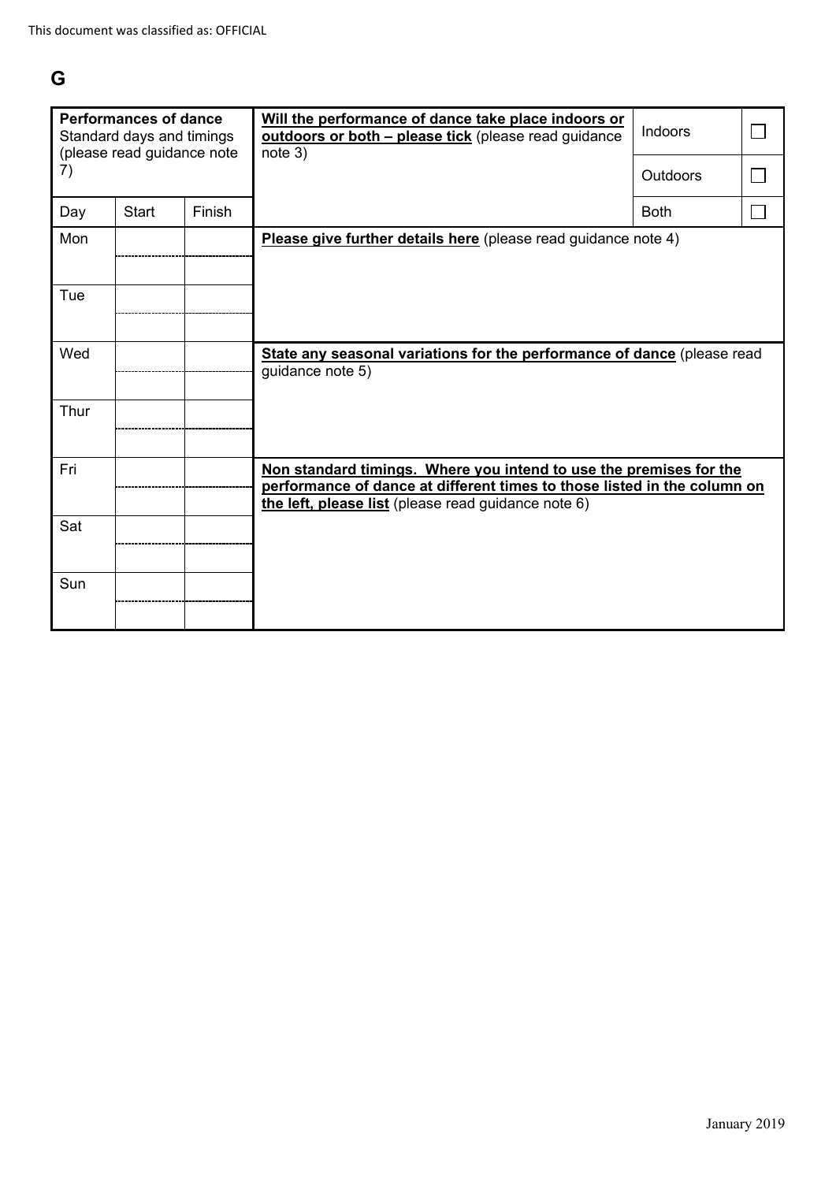## G

| **Performances of dance** Standard days and timings (please read guidance note 7) | | | **Will the performance of dance take place indoors or outdoors or both – please tick** (please read guidance note 3) | Indoors | ☐ |
|---|---|---|---|---|---|
| | | | | Outdoors | ☐ |
| Day | Start | Finish | | Both | ☐ |
| Mon | | | **Please give further details here** (please read guidance note 4) | | |
| | | | | | |
| Tue | | | | | |
| | | | | | |
| Wed | | | **State any seasonal variations for the performance of dance** (please read guidance note 5) | | |
| | | | | | |
| Thur | | | | | |
| | | | | | |
| Fri | | | **Non standard timings. Where you intend to use the premises for the performance of dance at different times to those listed in the column on the left, please list** (please read guidance note 6) | | |
| | | | | | |
| Sat | | | | | |
| | | | | | |
| Sun | | | | | |
| | | | | | |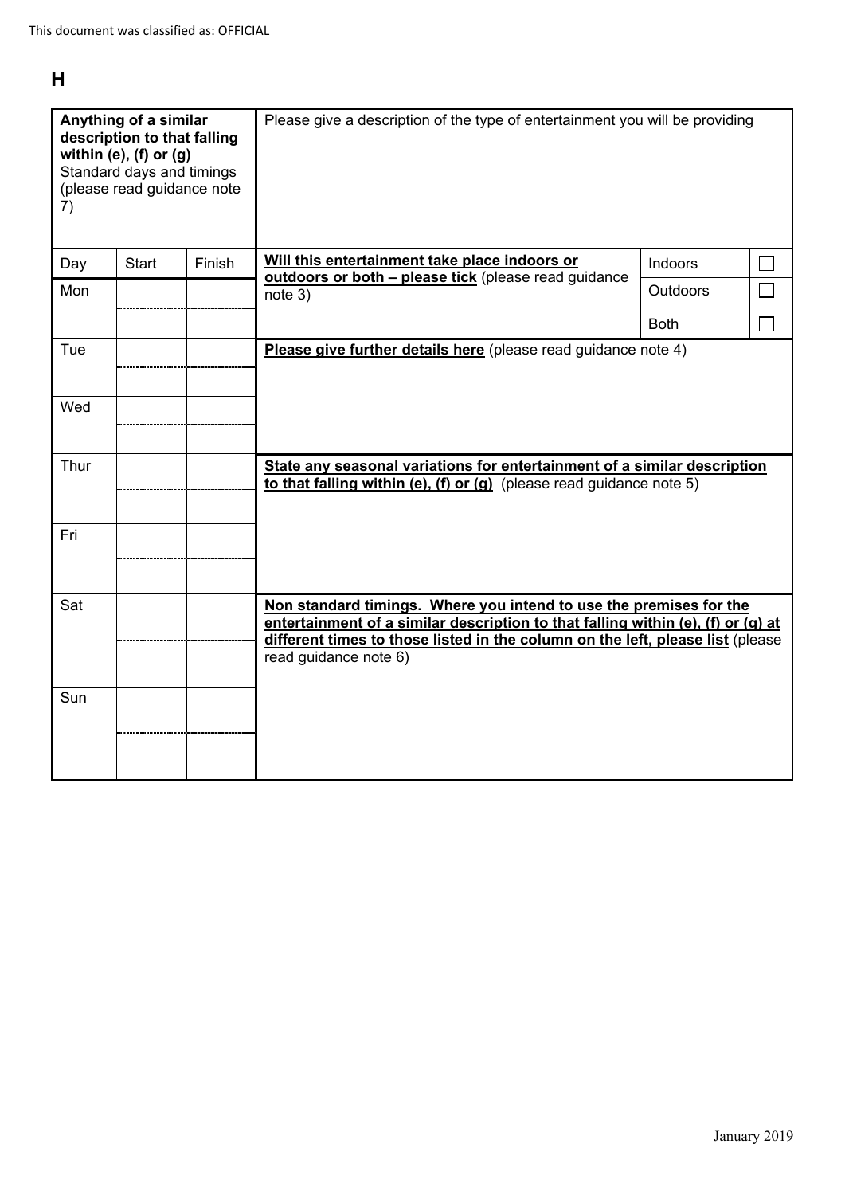# H

| | | | | | |
|---|---|---|---|---|---|
| **Anything of a similar description to that falling within (e), (f) or (g)** Standard days and timings (please read guidance note 7) | | | Please give a description of the type of entertainment you will be providing | | |
| Day | Start | Finish | **Will this entertainment take place indoors or outdoors or both – please tick** (please read guidance note 3) | Indoors | ☐ |
| Mon | | | | Outdoors | ☐ |
| | | | | Both | ☐ |
| Tue | | | **Please give further details here** (please read guidance note 4) | | |
| | | | | | |
| Wed | | | | | |
| | | | | | |
| Thur | | | **State any seasonal variations for entertainment of a similar description to that falling within (e), (f) or (g)** (please read guidance note 5) | | |
| | | | | | |
| Fri | | | | | |
| | | | | | |
| Sat | | | **Non standard timings. Where you intend to use the premises for the entertainment of a similar description to that falling within (e), (f) or (g) at different times to those listed in the column on the left, please list** (please read guidance note 6) | | |
| | | | | | |
| Sun | | | | | |
| | | | | | |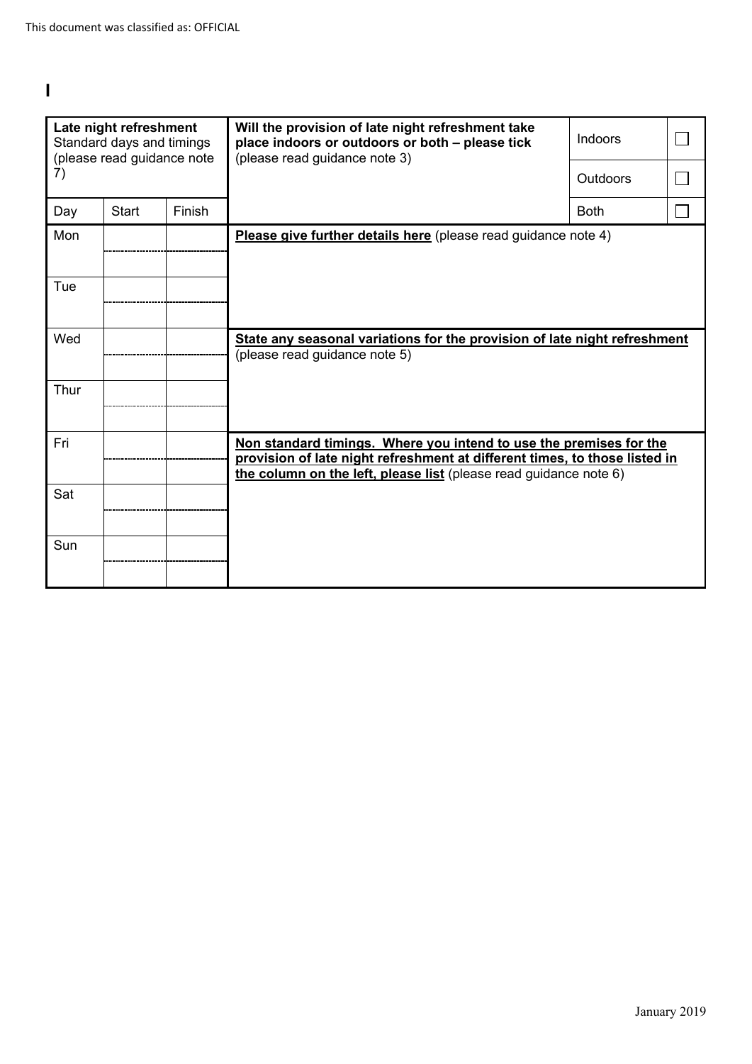This document was classified as: OFFICIAL

**I**

| **Late night refreshment** Standard days and timings (please read guidance note 7) | | | **Will the provision of late night refreshment take place indoors or outdoors or both – please tick** (please read guidance note 3) | | |
|---|---|---|---|---|---|
| | | | | Indoors | ☐ |
| | | | | Outdoors | ☐ |
| Day | Start | Finish | | Both | ☐ |
| Mon | | | **Please give further details here** (please read guidance note 4) | | |
| | | | | | |
| Tue | | | | | |
| | | | | | |
| Wed | | | **State any seasonal variations for the provision of late night refreshment** (please read guidance note 5) | | |
| | | | | | |
| Thur | | | | | |
| | | | | | |
| Fri | | | **Non standard timings. Where you intend to use the premises for the provision of late night refreshment at different times, to those listed in the column on the left, please list** (please read guidance note 6) | | |
| | | | | | |
| Sat | | | | | |
| | | | | | |
| Sun | | | | | |
| | | | | | |

January 2019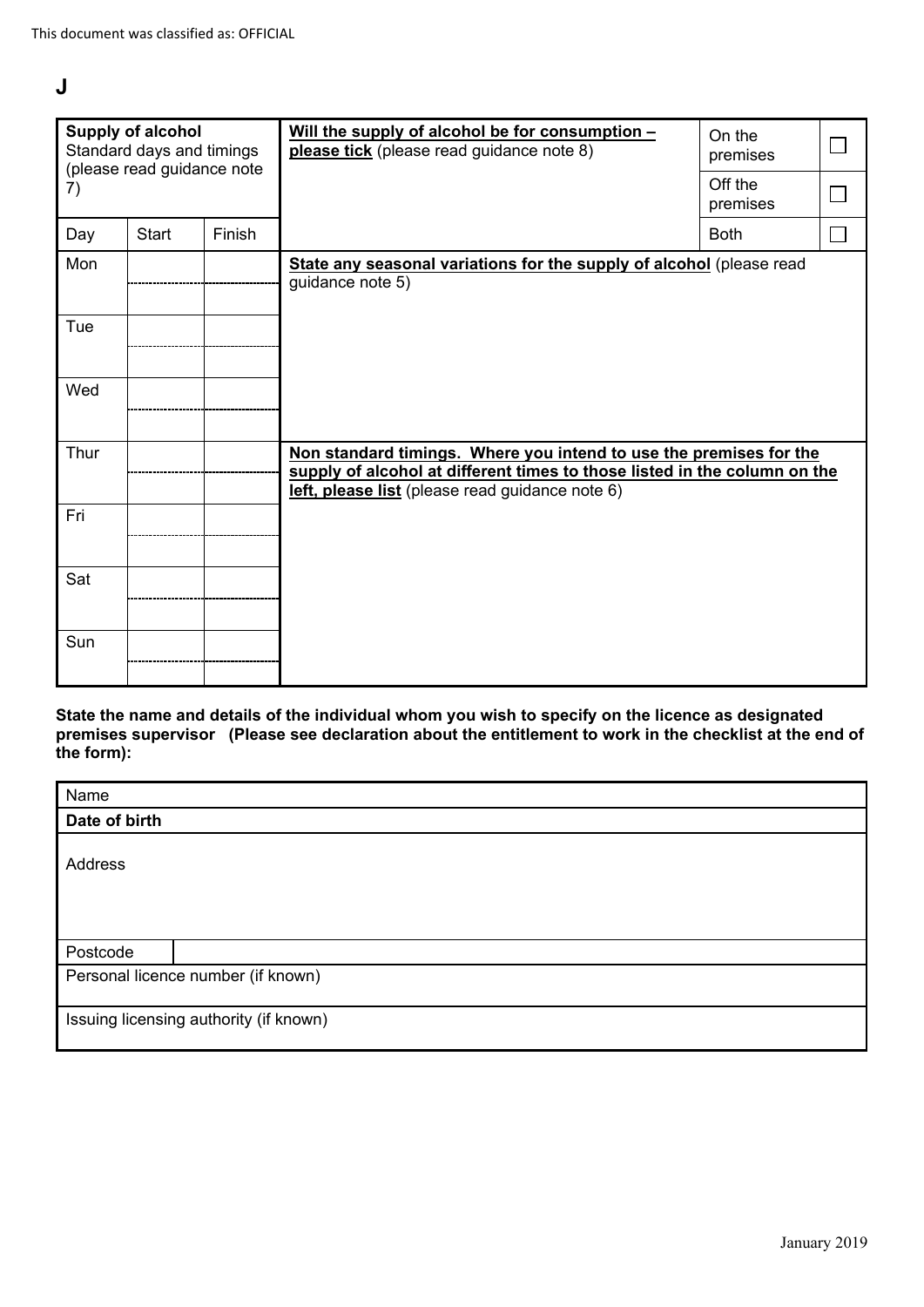This document was classified as: OFFICIAL

# J

| **Supply of alcohol** Standard days and timings (please read guidance note 7) | | | **Will the supply of alcohol be for consumption – please tick** (please read guidance note 8) | On the premises | ☐ |
|---|---|---|---|---|---|
| | | | | Off the premises | ☐ |
| Day | Start | Finish | | Both | ☐ |
| Mon | | | **State any seasonal variations for the supply of alcohol** (please read guidance note 5) | | |
| | | | | | |
| Tue | | | | | |
| | | | | | |
| Wed | | | | | |
| | | | | | |
| Thur | | | **Non standard timings. Where you intend to use the premises for the supply of alcohol at different times to those listed in the column on the left, please list** (please read guidance note 6) | | |
| | | | | | |
| Fri | | | | | |
| | | | | | |
| Sat | | | | | |
| | | | | | |
| Sun | | | | | |
| | | | | | |

**State the name and details of the individual whom you wish to specify on the licence as designated premises supervisor (Please see declaration about the entitlement to work in the checklist at the end of the form):**

| | |
|---|---|
| Name | |
| **Date of birth** | |
| Address | |
| Postcode | |
| Personal licence number (if known) | |
| Issuing licensing authority (if known) | |

January 2019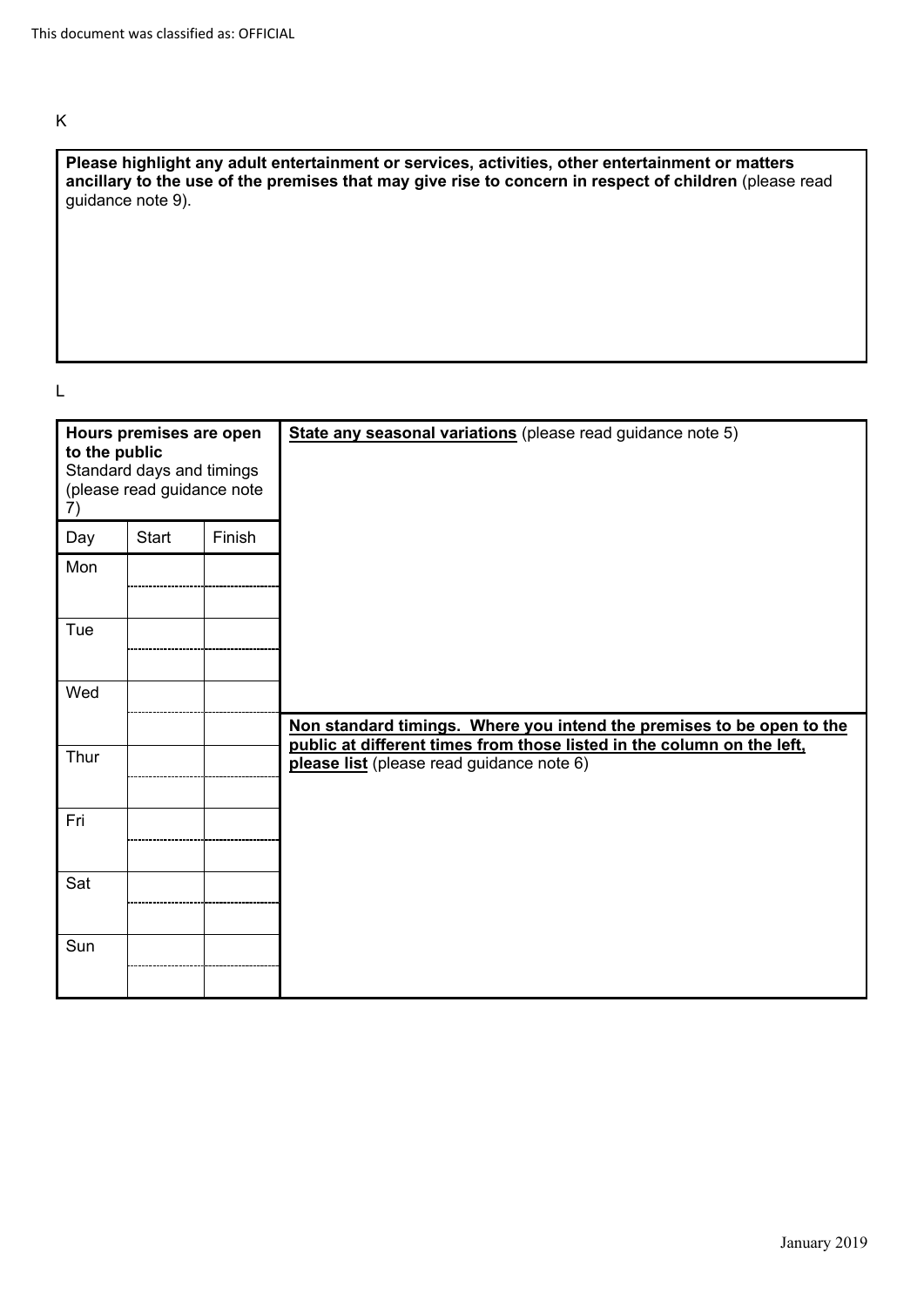K

**Please highlight any adult entertainment or services, activities, other entertainment or matters ancillary to the use of the premises that may give rise to concern in respect of children** (please read guidance note 9).

L

| **Hours premises are open to the public** Standard days and timings (please read guidance note 7) | | | **State any seasonal variations** (please read guidance note 5) |
|---|---|---|---|
| Day | Start | Finish | |
| Mon | | | |
| | | | |
| Tue | | | |
| | | | |
| Wed | | | |
| | | | **Non standard timings. Where you intend the premises to be open to the public at different times from those listed in the column on the left, please list** (please read guidance note 6) |
| Thur | | | |
| | | | |
| Fri | | | |
| | | | |
| Sat | | | |
| | | | |
| Sun | | | |
| | | | |

January 2019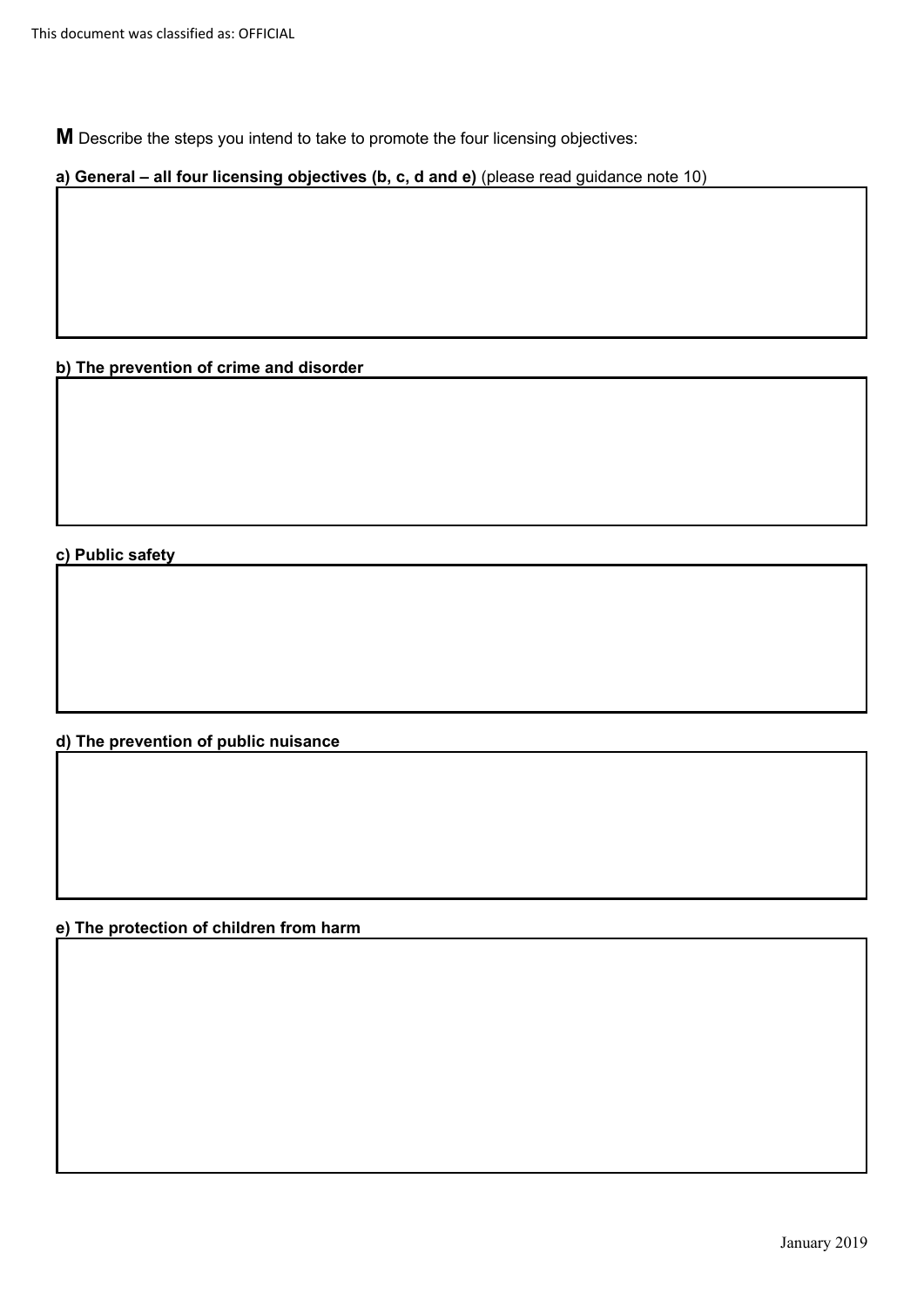**M** Describe the steps you intend to take to promote the four licensing objectives:

**a) General – all four licensing objectives (b, c, d and e)** (please read guidance note 10)

**b) The prevention of crime and disorder**

**c) Public safety**

**d) The prevention of public nuisance**

**e) The protection of children from harm**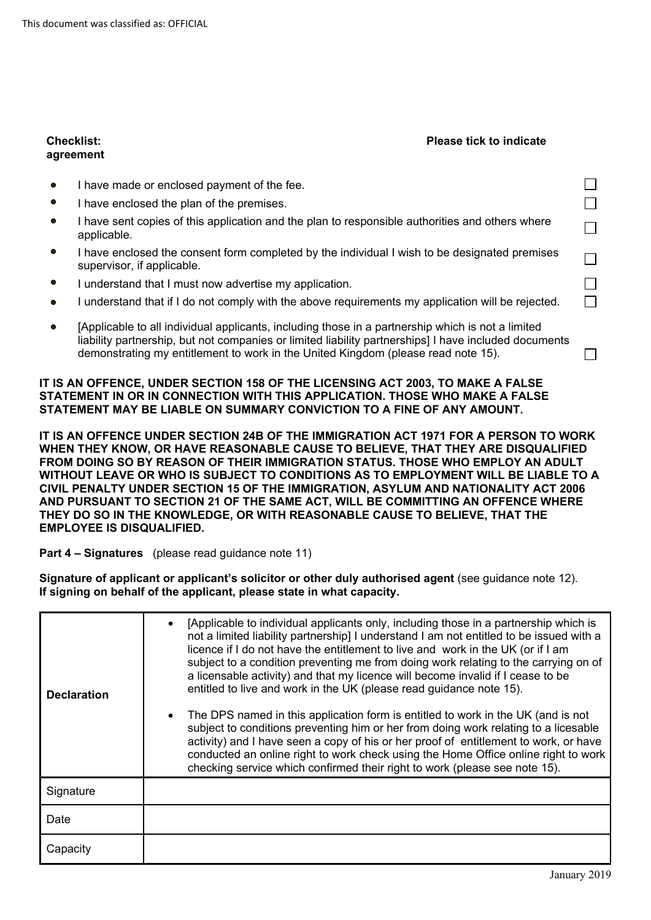This document was classified as: OFFICIAL

**Checklist:** **Please tick to indicate agreement**

- I have made or enclosed payment of the fee. ☐
- I have enclosed the plan of the premises. ☐
- I have sent copies of this application and the plan to responsible authorities and others where applicable. ☐
- I have enclosed the consent form completed by the individual I wish to be designated premises supervisor, if applicable. ☐
- I understand that I must now advertise my application. ☐
- I understand that if I do not comply with the above requirements my application will be rejected. ☐
- [Applicable to all individual applicants, including those in a partnership which is not a limited liability partnership, but not companies or limited liability partnerships] I have included documents demonstrating my entitlement to work in the United Kingdom (please read note 15). ☐

**IT IS AN OFFENCE, UNDER SECTION 158 OF THE LICENSING ACT 2003, TO MAKE A FALSE STATEMENT IN OR IN CONNECTION WITH THIS APPLICATION. THOSE WHO MAKE A FALSE STATEMENT MAY BE LIABLE ON SUMMARY CONVICTION TO A FINE OF ANY AMOUNT.**

**IT IS AN OFFENCE UNDER SECTION 24B OF THE IMMIGRATION ACT 1971 FOR A PERSON TO WORK WHEN THEY KNOW, OR HAVE REASONABLE CAUSE TO BELIEVE, THAT THEY ARE DISQUALIFIED FROM DOING SO BY REASON OF THEIR IMMIGRATION STATUS. THOSE WHO EMPLOY AN ADULT WITHOUT LEAVE OR WHO IS SUBJECT TO CONDITIONS AS TO EMPLOYMENT WILL BE LIABLE TO A CIVIL PENALTY UNDER SECTION 15 OF THE IMMIGRATION, ASYLUM AND NATIONALITY ACT 2006 AND PURSUANT TO SECTION 21 OF THE SAME ACT, WILL BE COMMITTING AN OFFENCE WHERE THEY DO SO IN THE KNOWLEDGE, OR WITH REASONABLE CAUSE TO BELIEVE, THAT THE EMPLOYEE IS DISQUALIFIED.**

**Part 4 – Signatures** (please read guidance note 11)

**Signature of applicant or applicant's solicitor or other duly authorised agent** (see guidance note 12). **If signing on behalf of the applicant, please state in what capacity.**

| | |
|---|---|
| **Declaration** | • [Applicable to individual applicants only, including those in a partnership which is not a limited liability partnership] I understand I am not entitled to be issued with a licence if I do not have the entitlement to live and work in the UK (or if I am subject to a condition preventing me from doing work relating to the carrying on of a licensable activity) and that my licence will become invalid if I cease to be entitled to live and work in the UK (please read guidance note 15). <br> • The DPS named in this application form is entitled to work in the UK (and is not subject to conditions preventing him or her from doing work relating to a licesable activity) and I have seen a copy of his or her proof of entitlement to work, or have conducted an online right to work check using the Home Office online right to work checking service which confirmed their right to work (please see note 15). |
| Signature | |
| Date | |
| Capacity | |

January 2019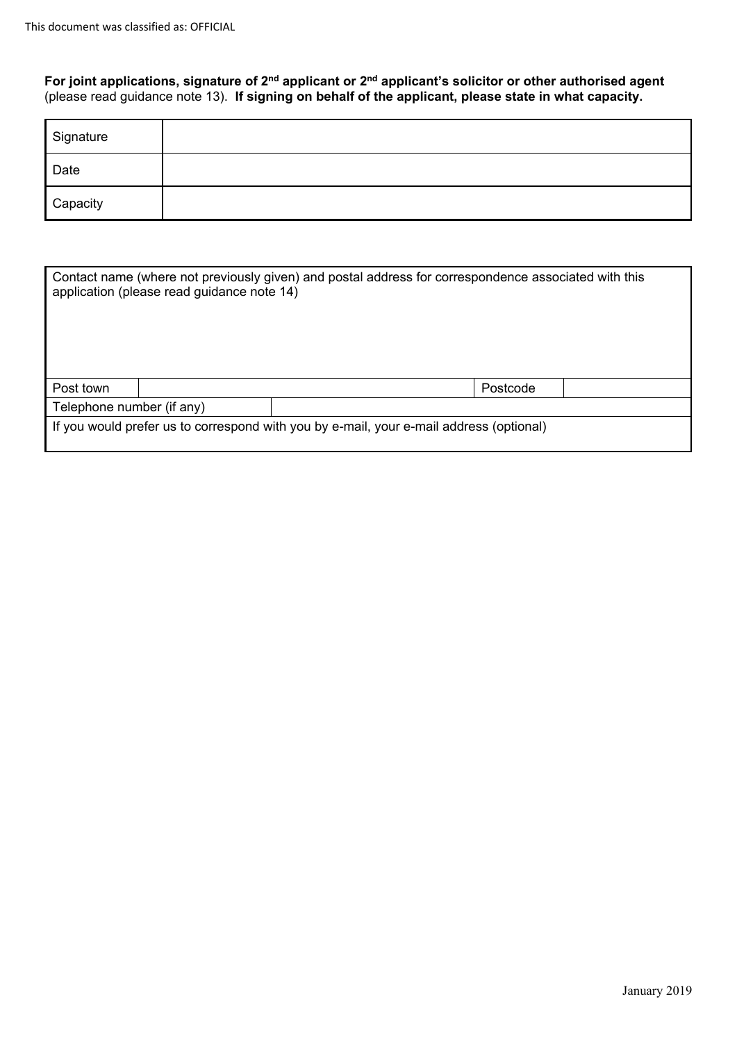**For joint applications, signature of 2nd applicant or 2nd applicant's solicitor or other authorised agent** (please read guidance note 13). **If signing on behalf of the applicant, please state in what capacity.**

| | |
|---|---|
| Signature | |
| Date | |
| Capacity | |

| | | | |
|---|---|---|---|
| Contact name (where not previously given) and postal address for correspondence associated with this application (please read guidance note 14) | | | |
| Post town | | Postcode | |
| Telephone number (if any) | | | |
| If you would prefer us to correspond with you by e-mail, your e-mail address (optional) | | | |

January 2019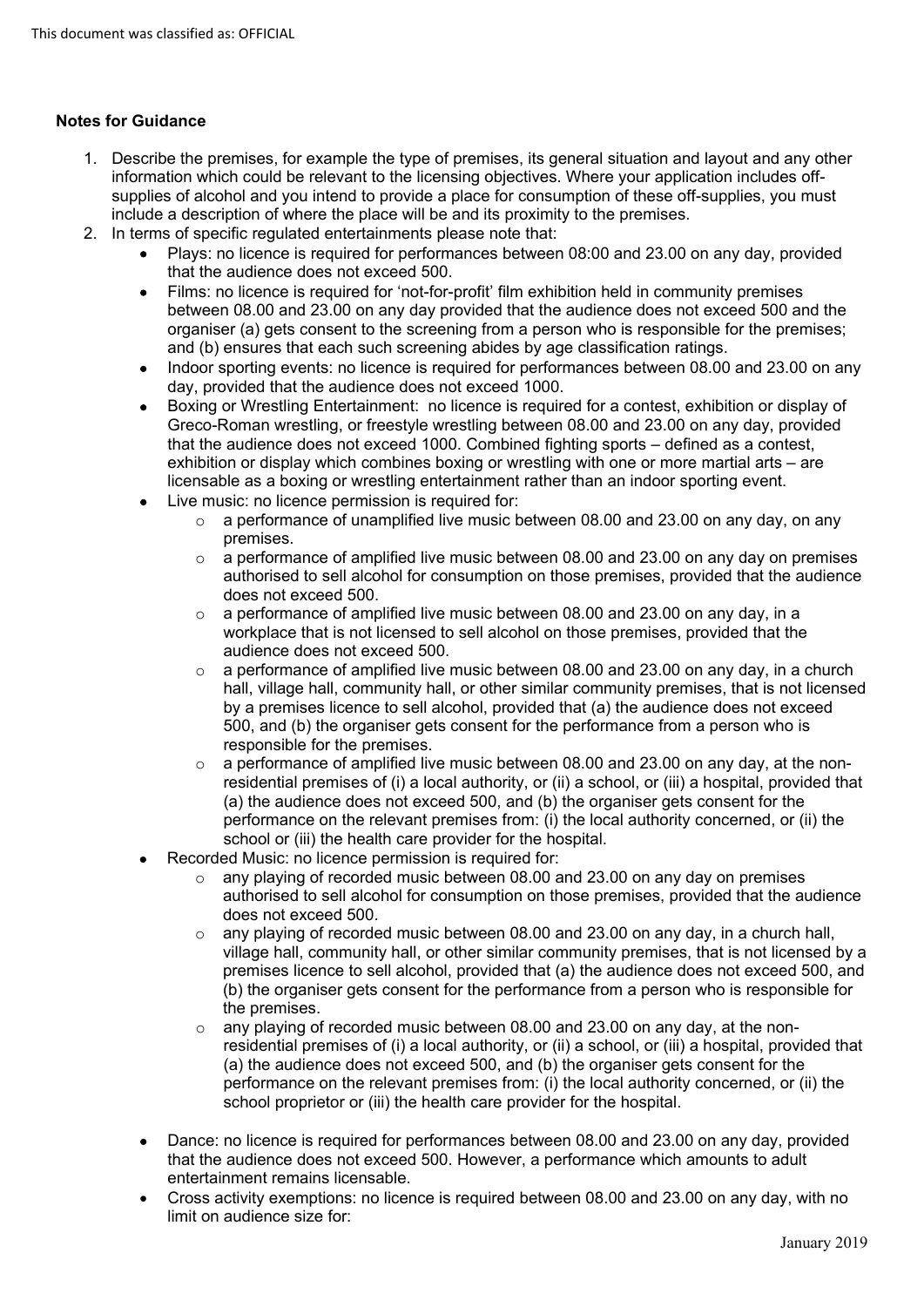**Notes for Guidance**

1. Describe the premises, for example the type of premises, its general situation and layout and any other information which could be relevant to the licensing objectives. Where your application includes off-supplies of alcohol and you intend to provide a place for consumption of these off-supplies, you must include a description of where the place will be and its proximity to the premises.
2. In terms of specific regulated entertainments please note that:
   - Plays: no licence is required for performances between 08:00 and 23.00 on any day, provided that the audience does not exceed 500.
   - Films: no licence is required for 'not-for-profit' film exhibition held in community premises between 08.00 and 23.00 on any day provided that the audience does not exceed 500 and the organiser (a) gets consent to the screening from a person who is responsible for the premises; and (b) ensures that each such screening abides by age classification ratings.
   - Indoor sporting events: no licence is required for performances between 08.00 and 23.00 on any day, provided that the audience does not exceed 1000.
   - Boxing or Wrestling Entertainment: no licence is required for a contest, exhibition or display of Greco-Roman wrestling, or freestyle wrestling between 08.00 and 23.00 on any day, provided that the audience does not exceed 1000. Combined fighting sports – defined as a contest, exhibition or display which combines boxing or wrestling with one or more martial arts – are licensable as a boxing or wrestling entertainment rather than an indoor sporting event.
   - Live music: no licence permission is required for:
     - a performance of unamplified live music between 08.00 and 23.00 on any day, on any premises.
     - a performance of amplified live music between 08.00 and 23.00 on any day on premises authorised to sell alcohol for consumption on those premises, provided that the audience does not exceed 500.
     - a performance of amplified live music between 08.00 and 23.00 on any day, in a workplace that is not licensed to sell alcohol on those premises, provided that the audience does not exceed 500.
     - a performance of amplified live music between 08.00 and 23.00 on any day, in a church hall, village hall, community hall, or other similar community premises, that is not licensed by a premises licence to sell alcohol, provided that (a) the audience does not exceed 500, and (b) the organiser gets consent for the performance from a person who is responsible for the premises.
     - a performance of amplified live music between 08.00 and 23.00 on any day, at the non-residential premises of (i) a local authority, or (ii) a school, or (iii) a hospital, provided that (a) the audience does not exceed 500, and (b) the organiser gets consent for the performance on the relevant premises from: (i) the local authority concerned, or (ii) the school or (iii) the health care provider for the hospital.
   - Recorded Music: no licence permission is required for:
     - any playing of recorded music between 08.00 and 23.00 on any day on premises authorised to sell alcohol for consumption on those premises, provided that the audience does not exceed 500.
     - any playing of recorded music between 08.00 and 23.00 on any day, in a church hall, village hall, community hall, or other similar community premises, that is not licensed by a premises licence to sell alcohol, provided that (a) the audience does not exceed 500, and (b) the organiser gets consent for the performance from a person who is responsible for the premises.
     - any playing of recorded music between 08.00 and 23.00 on any day, at the non-residential premises of (i) a local authority, or (ii) a school, or (iii) a hospital, provided that (a) the audience does not exceed 500, and (b) the organiser gets consent for the performance on the relevant premises from: (i) the local authority concerned, or (ii) the school proprietor or (iii) the health care provider for the hospital.
   - Dance: no licence is required for performances between 08.00 and 23.00 on any day, provided that the audience does not exceed 500. However, a performance which amounts to adult entertainment remains licensable.
   - Cross activity exemptions: no licence is required between 08.00 and 23.00 on any day, with no limit on audience size for: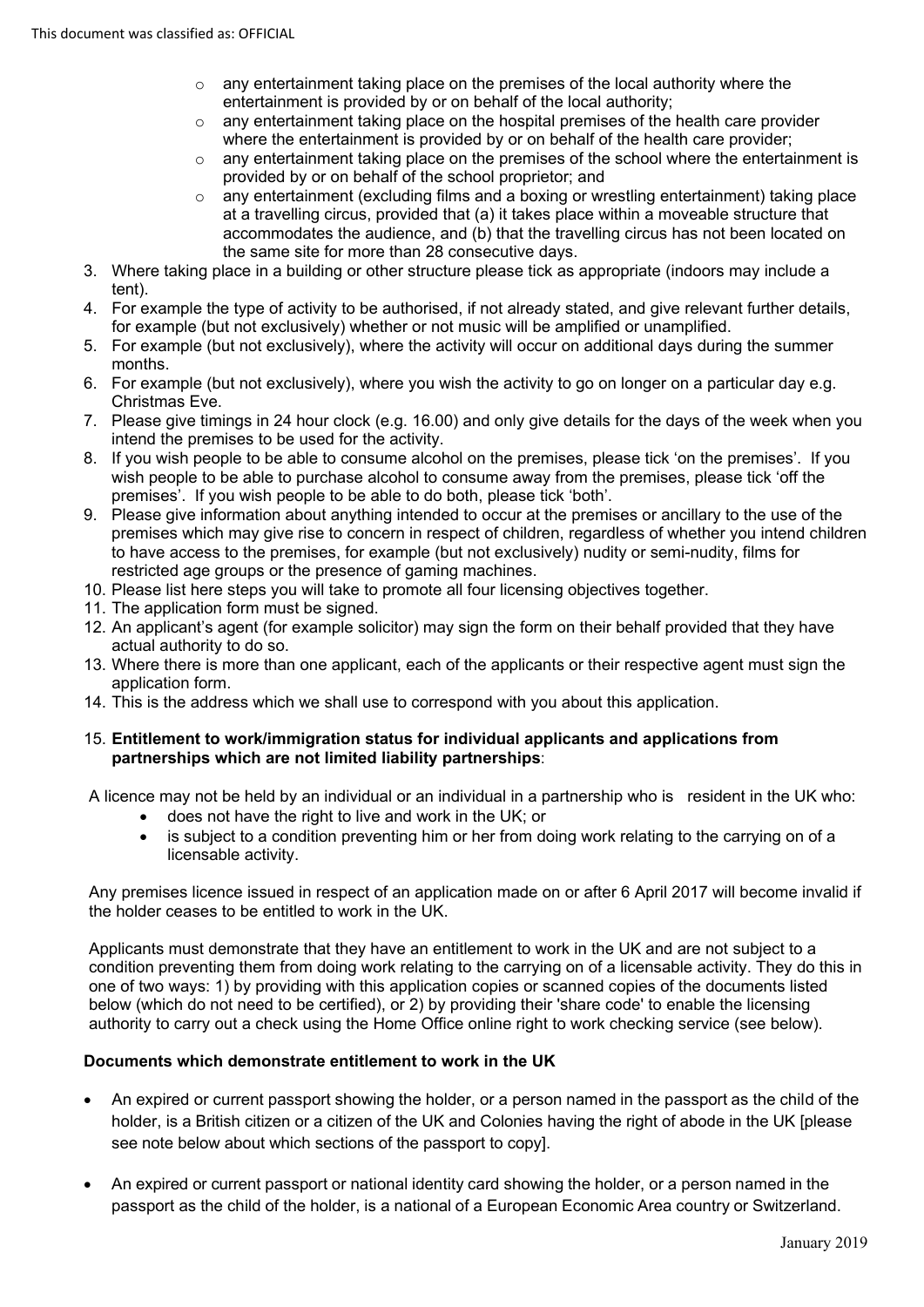- any entertainment taking place on the premises of the local authority where the entertainment is provided by or on behalf of the local authority;
  - any entertainment taking place on the hospital premises of the health care provider where the entertainment is provided by or on behalf of the health care provider;
  - any entertainment taking place on the premises of the school where the entertainment is provided by or on behalf of the school proprietor; and
  - any entertainment (excluding films and a boxing or wrestling entertainment) taking place at a travelling circus, provided that (a) it takes place within a moveable structure that accommodates the audience, and (b) that the travelling circus has not been located on the same site for more than 28 consecutive days.

3. Where taking place in a building or other structure please tick as appropriate (indoors may include a tent).
4. For example the type of activity to be authorised, if not already stated, and give relevant further details, for example (but not exclusively) whether or not music will be amplified or unamplified.
5. For example (but not exclusively), where the activity will occur on additional days during the summer months.
6. For example (but not exclusively), where you wish the activity to go on longer on a particular day e.g. Christmas Eve.
7. Please give timings in 24 hour clock (e.g. 16.00) and only give details for the days of the week when you intend the premises to be used for the activity.
8. If you wish people to be able to consume alcohol on the premises, please tick 'on the premises'. If you wish people to be able to purchase alcohol to consume away from the premises, please tick 'off the premises'. If you wish people to be able to do both, please tick 'both'.
9. Please give information about anything intended to occur at the premises or ancillary to the use of the premises which may give rise to concern in respect of children, regardless of whether you intend children to have access to the premises, for example (but not exclusively) nudity or semi-nudity, films for restricted age groups or the presence of gaming machines.
10. Please list here steps you will take to promote all four licensing objectives together.
11. The application form must be signed.
12. An applicant's agent (for example solicitor) may sign the form on their behalf provided that they have actual authority to do so.
13. Where there is more than one applicant, each of the applicants or their respective agent must sign the application form.
14. This is the address which we shall use to correspond with you about this application.
15. **Entitlement to work/immigration status for individual applicants and applications from partnerships which are not limited liability partnerships**:

A licence may not be held by an individual or an individual in a partnership who is resident in the UK who:

- does not have the right to live and work in the UK; or
- is subject to a condition preventing him or her from doing work relating to the carrying on of a licensable activity.

Any premises licence issued in respect of an application made on or after 6 April 2017 will become invalid if the holder ceases to be entitled to work in the UK.

Applicants must demonstrate that they have an entitlement to work in the UK and are not subject to a condition preventing them from doing work relating to the carrying on of a licensable activity. They do this in one of two ways: 1) by providing with this application copies or scanned copies of the documents listed below (which do not need to be certified), or 2) by providing their 'share code' to enable the licensing authority to carry out a check using the Home Office online right to work checking service (see below).

**Documents which demonstrate entitlement to work in the UK**

- An expired or current passport showing the holder, or a person named in the passport as the child of the holder, is a British citizen or a citizen of the UK and Colonies having the right of abode in the UK [please see note below about which sections of the passport to copy].
- An expired or current passport or national identity card showing the holder, or a person named in the passport as the child of the holder, is a national of a European Economic Area country or Switzerland.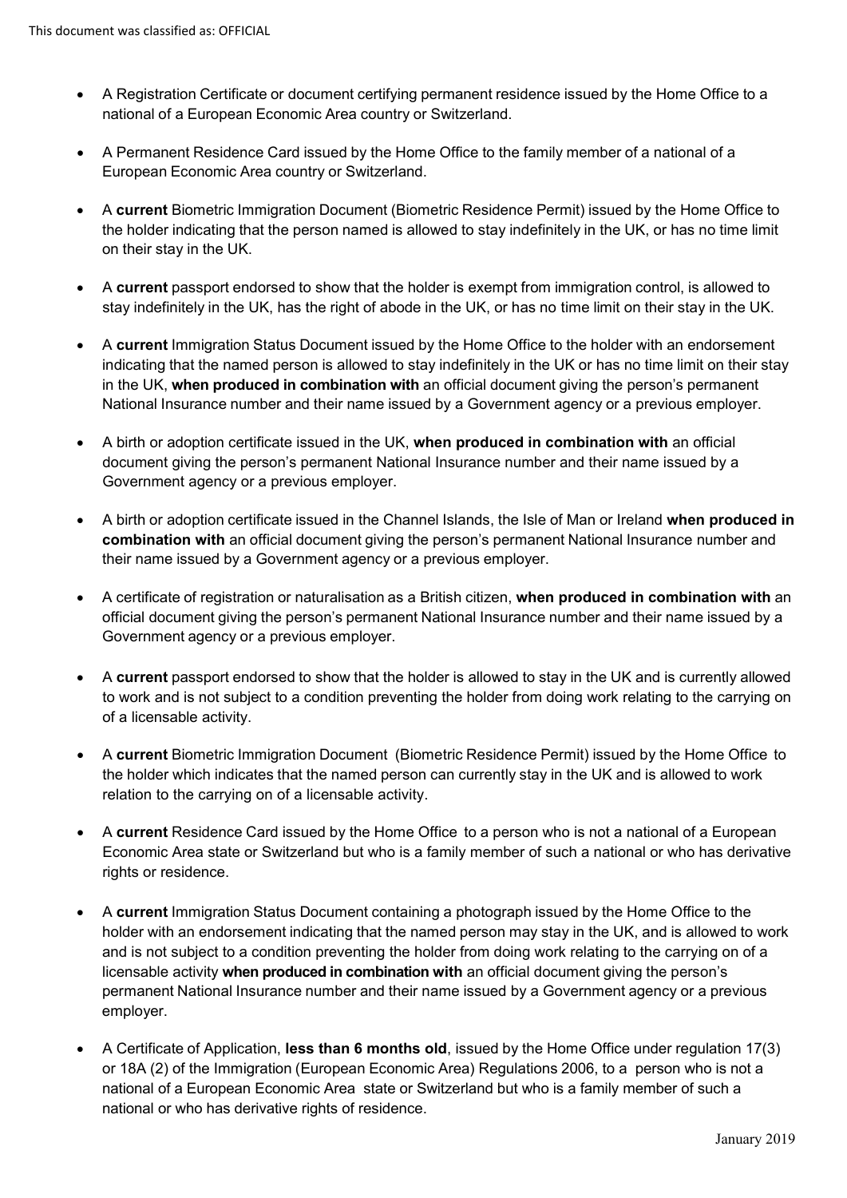- A Registration Certificate or document certifying permanent residence issued by the Home Office to a national of a European Economic Area country or Switzerland.

- A Permanent Residence Card issued by the Home Office to the family member of a national of a European Economic Area country or Switzerland.

- A **current** Biometric Immigration Document (Biometric Residence Permit) issued by the Home Office to the holder indicating that the person named is allowed to stay indefinitely in the UK, or has no time limit on their stay in the UK.

- A **current** passport endorsed to show that the holder is exempt from immigration control, is allowed to stay indefinitely in the UK, has the right of abode in the UK, or has no time limit on their stay in the UK.

- A **current** Immigration Status Document issued by the Home Office to the holder with an endorsement indicating that the named person is allowed to stay indefinitely in the UK or has no time limit on their stay in the UK, **when produced in combination with** an official document giving the person's permanent National Insurance number and their name issued by a Government agency or a previous employer.

- A birth or adoption certificate issued in the UK, **when produced in combination with** an official document giving the person's permanent National Insurance number and their name issued by a Government agency or a previous employer.

- A birth or adoption certificate issued in the Channel Islands, the Isle of Man or Ireland **when produced in combination with** an official document giving the person's permanent National Insurance number and their name issued by a Government agency or a previous employer.

- A certificate of registration or naturalisation as a British citizen, **when produced in combination with** an official document giving the person's permanent National Insurance number and their name issued by a Government agency or a previous employer.

- A **current** passport endorsed to show that the holder is allowed to stay in the UK and is currently allowed to work and is not subject to a condition preventing the holder from doing work relating to the carrying on of a licensable activity.

- A **current** Biometric Immigration Document (Biometric Residence Permit) issued by the Home Office to the holder which indicates that the named person can currently stay in the UK and is allowed to work relation to the carrying on of a licensable activity.

- A **current** Residence Card issued by the Home Office to a person who is not a national of a European Economic Area state or Switzerland but who is a family member of such a national or who has derivative rights or residence.

- A **current** Immigration Status Document containing a photograph issued by the Home Office to the holder with an endorsement indicating that the named person may stay in the UK, and is allowed to work and is not subject to a condition preventing the holder from doing work relating to the carrying on of a licensable activity **when produced in combination with** an official document giving the person's permanent National Insurance number and their name issued by a Government agency or a previous employer.

- A Certificate of Application, **less than 6 months old**, issued by the Home Office under regulation 17(3) or 18A (2) of the Immigration (European Economic Area) Regulations 2006, to a person who is not a national of a European Economic Area state or Switzerland but who is a family member of such a national or who has derivative rights of residence.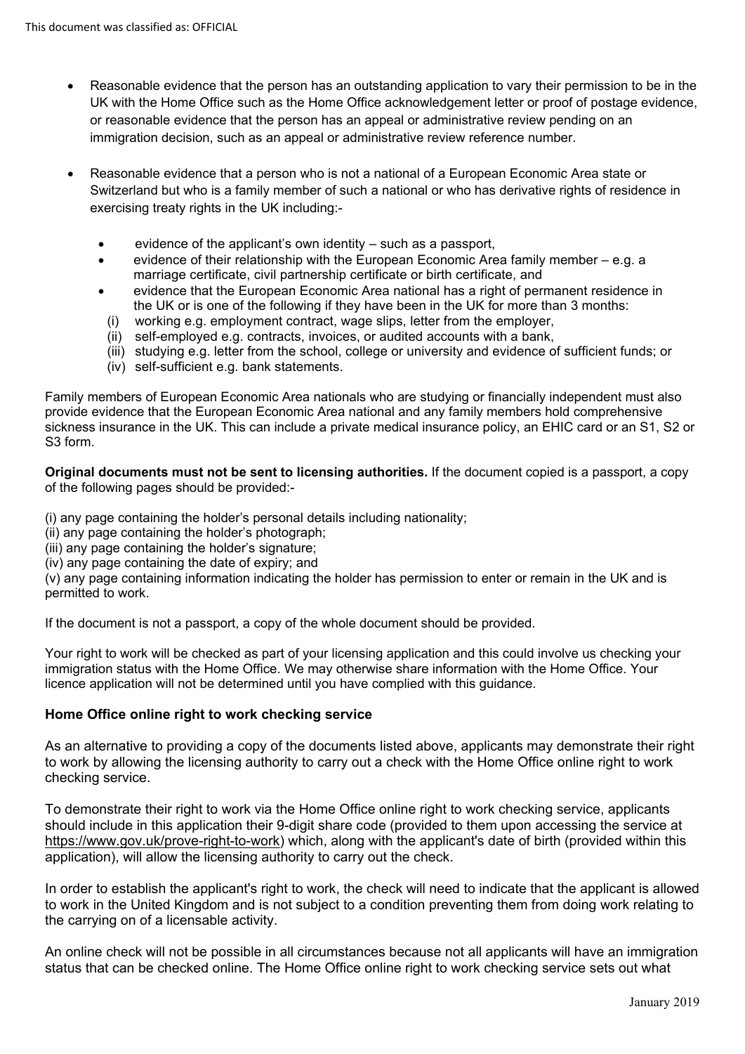- Reasonable evidence that the person has an outstanding application to vary their permission to be in the UK with the Home Office such as the Home Office acknowledgement letter or proof of postage evidence, or reasonable evidence that the person has an appeal or administrative review pending on an immigration decision, such as an appeal or administrative review reference number.

- Reasonable evidence that a person who is not a national of a European Economic Area state or Switzerland but who is a family member of such a national or who has derivative rights of residence in exercising treaty rights in the UK including:-

    - evidence of the applicant's own identity – such as a passport,
    - evidence of their relationship with the European Economic Area family member – e.g. a marriage certificate, civil partnership certificate or birth certificate, and
    - evidence that the European Economic Area national has a right of permanent residence in the UK or is one of the following if they have been in the UK for more than 3 months:
      (i) working e.g. employment contract, wage slips, letter from the employer,
      (ii) self-employed e.g. contracts, invoices, or audited accounts with a bank,
      (iii) studying e.g. letter from the school, college or university and evidence of sufficient funds; or
      (iv) self-sufficient e.g. bank statements.

Family members of European Economic Area nationals who are studying or financially independent must also provide evidence that the European Economic Area national and any family members hold comprehensive sickness insurance in the UK. This can include a private medical insurance policy, an EHIC card or an S1, S2 or S3 form.

**Original documents must not be sent to licensing authorities.** If the document copied is a passport, a copy of the following pages should be provided:-

(i) any page containing the holder's personal details including nationality;
(ii) any page containing the holder's photograph;
(iii) any page containing the holder's signature;
(iv) any page containing the date of expiry; and
(v) any page containing information indicating the holder has permission to enter or remain in the UK and is permitted to work.

If the document is not a passport, a copy of the whole document should be provided.

Your right to work will be checked as part of your licensing application and this could involve us checking your immigration status with the Home Office. We may otherwise share information with the Home Office. Your licence application will not be determined until you have complied with this guidance.

**Home Office online right to work checking service**

As an alternative to providing a copy of the documents listed above, applicants may demonstrate their right to work by allowing the licensing authority to carry out a check with the Home Office online right to work checking service.

To demonstrate their right to work via the Home Office online right to work checking service, applicants should include in this application their 9-digit share code (provided to them upon accessing the service at https://www.gov.uk/prove-right-to-work) which, along with the applicant's date of birth (provided within this application), will allow the licensing authority to carry out the check.

In order to establish the applicant's right to work, the check will need to indicate that the applicant is allowed to work in the United Kingdom and is not subject to a condition preventing them from doing work relating to the carrying on of a licensable activity.

An online check will not be possible in all circumstances because not all applicants will have an immigration status that can be checked online. The Home Office online right to work checking service sets out what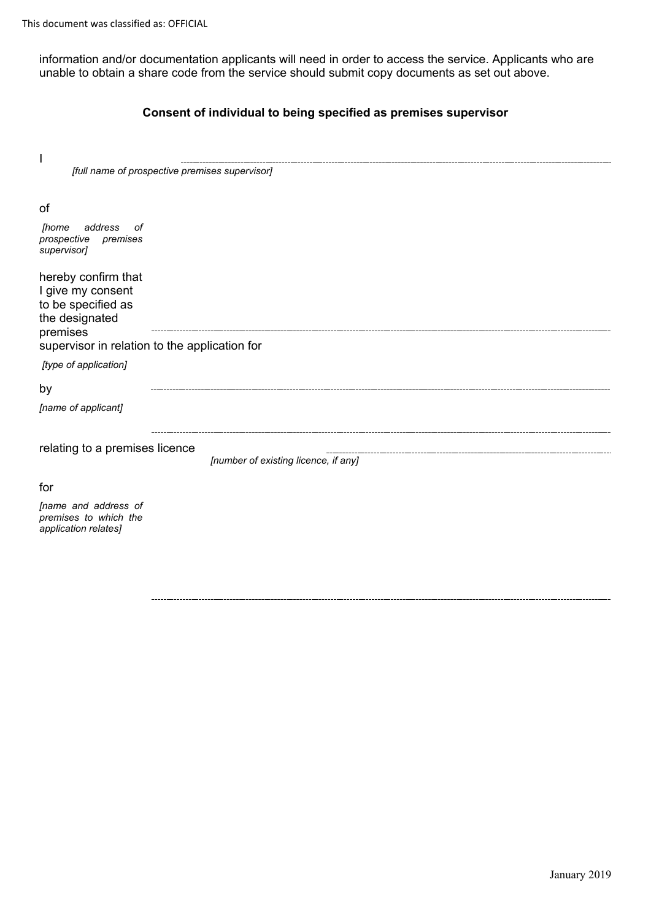information and/or documentation applicants will need in order to access the service. Applicants who are unable to obtain a share code from the service should submit copy documents as set out above.

**Consent of individual to being specified as premises supervisor**

I ..............................................................................................................................
*[full name of prospective premises supervisor]*

of
*[home address of prospective premises supervisor]*

hereby confirm that I give my consent to be specified as the designated premises supervisor in relation to the application for ..............................................................................................................................
*[type of application]*

by ..............................................................................................................................
*[name of applicant]*

..............................................................................................................................

relating to a premises licence ..............................................................................................................................
*[number of existing licence, if any]*

for
*[name and address of premises to which the application relates]*

..............................................................................................................................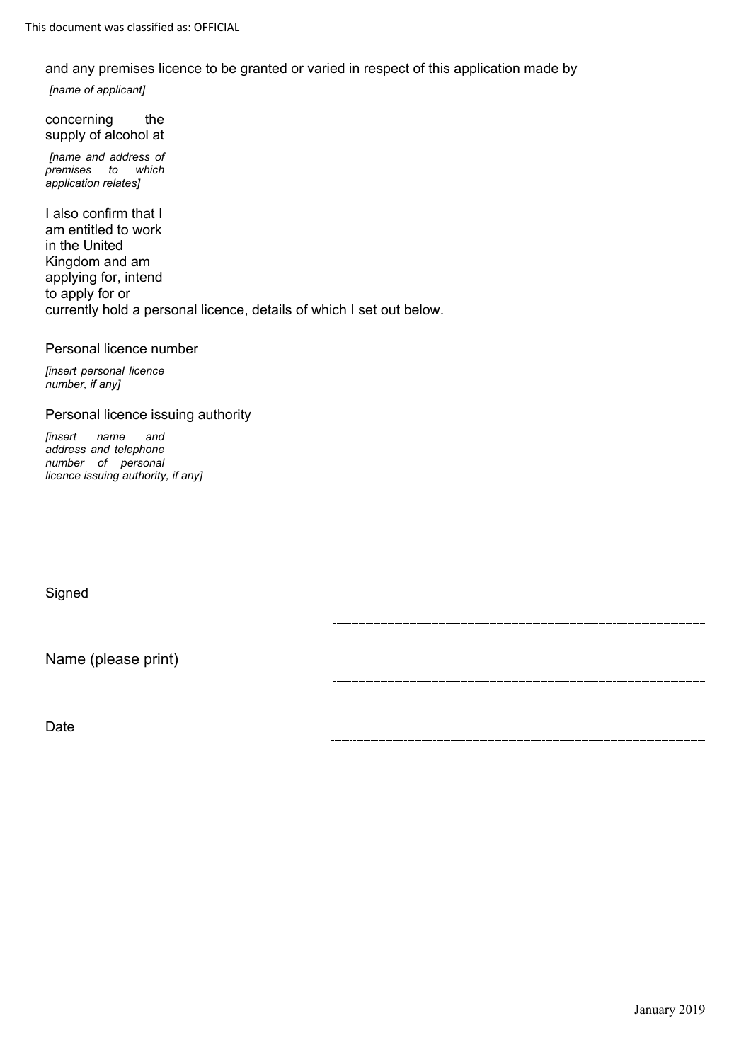This document was classified as: OFFICIAL

and any premises licence to be granted or varied in respect of this application made by

*[name of applicant]*

concerning the supply of alcohol at

*[name and address of premises to which application relates]*

I also confirm that I am entitled to work in the United Kingdom and am applying for, intend to apply for or currently hold a personal licence, details of which I set out below.

Personal licence number

*[insert personal licence number, if any]*

Personal licence issuing authority

*[insert name and address and telephone number of personal licence issuing authority, if any]*

Signed

Name (please print)

Date

January 2019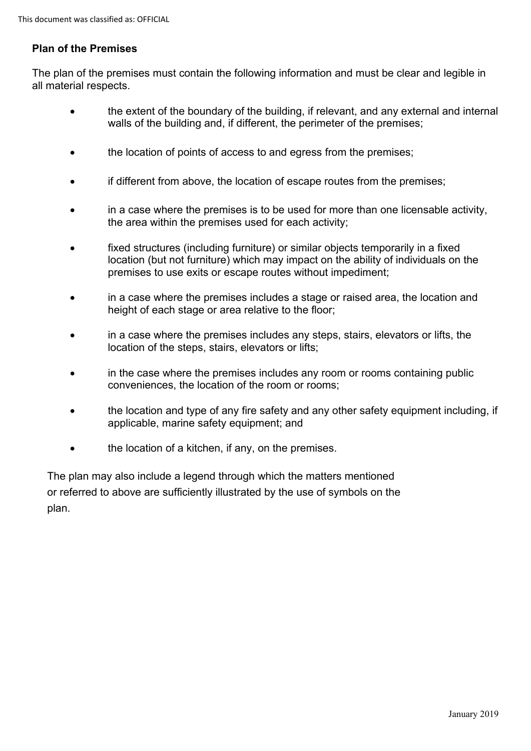**Plan of the Premises**

The plan of the premises must contain the following information and must be clear and legible in all material respects.

- the extent of the boundary of the building, if relevant, and any external and internal walls of the building and, if different, the perimeter of the premises;
- the location of points of access to and egress from the premises;
- if different from above, the location of escape routes from the premises;
- in a case where the premises is to be used for more than one licensable activity, the area within the premises used for each activity;
- fixed structures (including furniture) or similar objects temporarily in a fixed location (but not furniture) which may impact on the ability of individuals on the premises to use exits or escape routes without impediment;
- in a case where the premises includes a stage or raised area, the location and height of each stage or area relative to the floor;
- in a case where the premises includes any steps, stairs, elevators or lifts, the location of the steps, stairs, elevators or lifts;
- in the case where the premises includes any room or rooms containing public conveniences, the location of the room or rooms;
- the location and type of any fire safety and any other safety equipment including, if applicable, marine safety equipment; and
- the location of a kitchen, if any, on the premises.

The plan may also include a legend through which the matters mentioned or referred to above are sufficiently illustrated by the use of symbols on the plan.